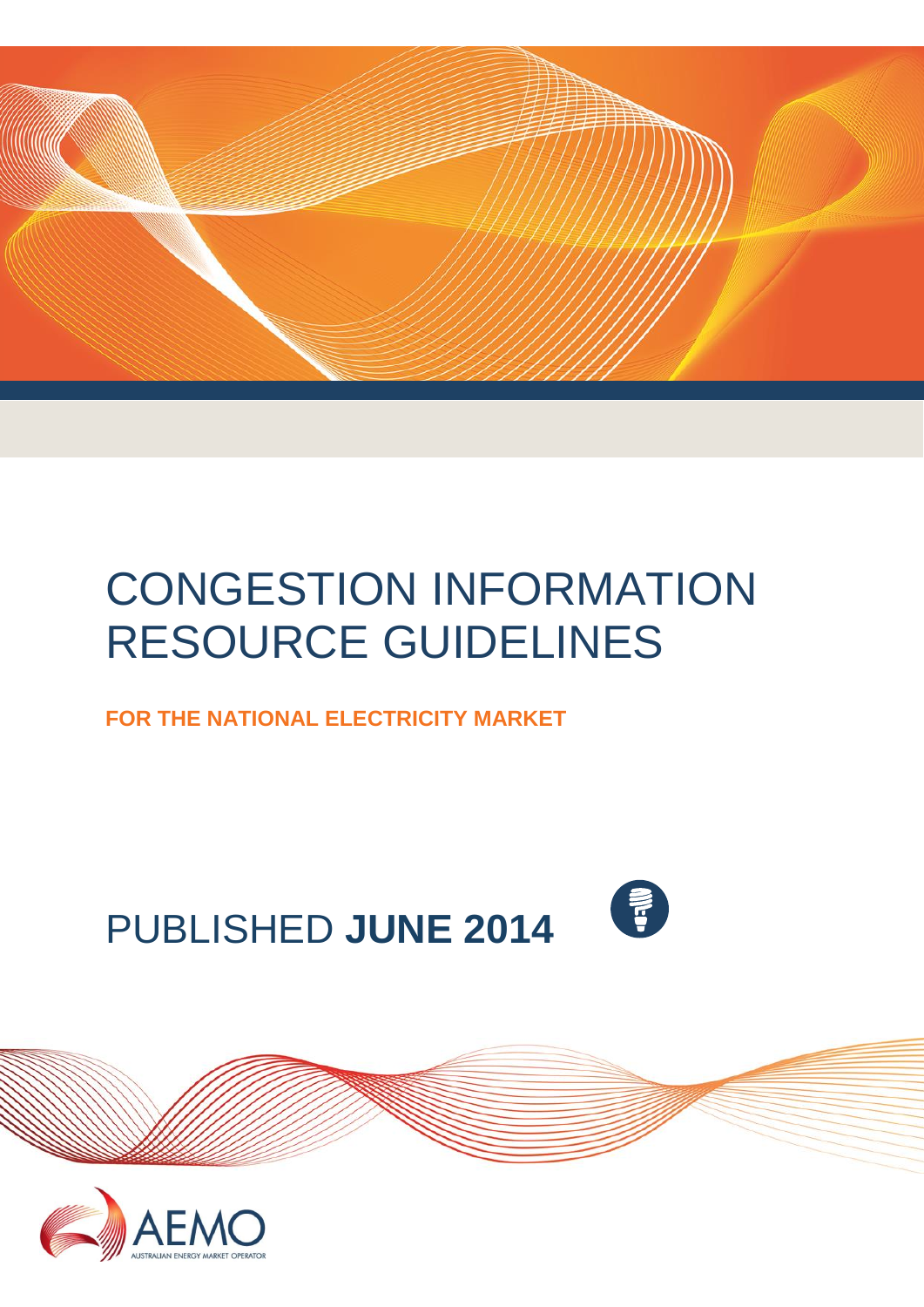# CONGESTION INFORMATION RESOURCE GUIDELINES

**FOR THE NATIONAL ELECTRICITY MARKET**

PUBLISHED **JUNE 2014**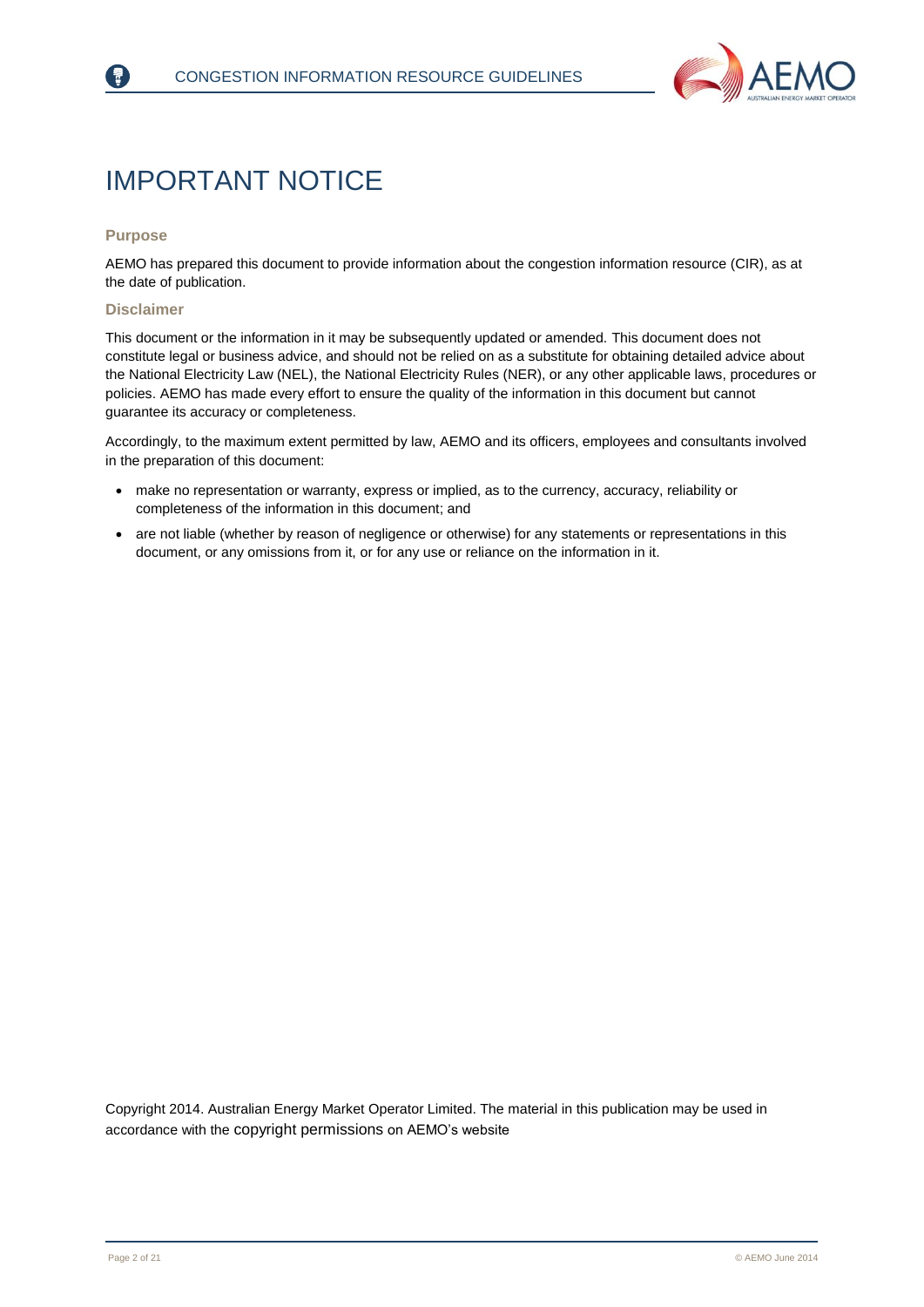# IMPORTANT NOTICE

### Purpose

AEMO has prepared this document to provide information about the congestion information resource (CIR), as at the date of publication.

### Disclaimer

This document or the information in it may be subsequently updated or amended. This document does not constitute legal or business advice, and should not be relied on as a substitute for obtaining detailed advice about the National Electricity Law (NEL), the National Electricity Rules (NER), or any other applicable laws, procedures or policies. AEMO has made every effort to ensure the quality of the information in this document but cannot guarantee its accuracy or completeness.

Accordingly, to the maximum extent permitted by law, AEMO and its officers, employees and consultants involved in the preparation of this document:

- make no representation or warranty, express or implied, as to the currency, accuracy, reliability or completeness of the information in this document; and
- are not liable (whether by reason of negligence or otherwise) for any statements or representations in this document, or any omissions from it, or for any use or reliance on the information in it.

Copyright 2014. Australian Energy Market Operator Limited. The material in this publication may be used in accordance with the copyright permissions on AEMO's website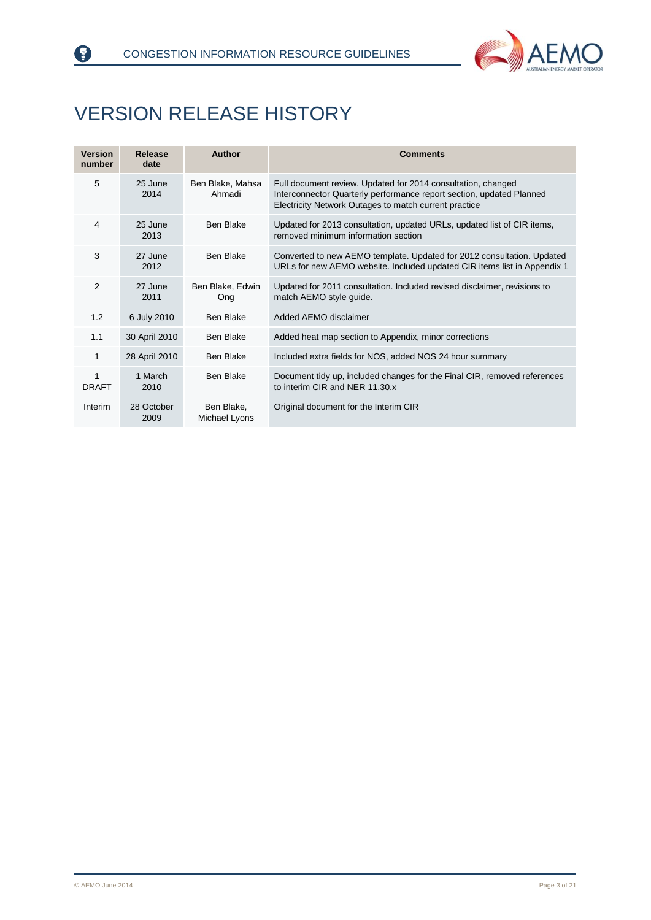# VERSION RELEASE HISTORY

| Version number | Release date | Author | Comments |
|---|---|---|---|
| 5 | 25 June 2014 | Ben Blake, Mahsa Ahmadi | Full document review. Updated for 2014 consultation, changed Interconnector Quarterly performance report section, updated Planned Electricity Network Outages to match current practice |
| 4 | 25 June 2013 | Ben Blake | Updated for 2013 consultation, updated URLs, updated list of CIR items, removed minimum information section |
| 3 | 27 June 2012 | Ben Blake | Converted to new AEMO template. Updated for 2012 consultation. Updated URLs for new AEMO website. Included updated CIR items list in Appendix 1 |
| 2 | 27 June 2011 | Ben Blake, Edwin Ong | Updated for 2011 consultation. Included revised disclaimer, revisions to match AEMO style guide. |
| 1.2 | 6 July 2010 | Ben Blake | Added AEMO disclaimer |
| 1.1 | 30 April 2010 | Ben Blake | Added heat map section to Appendix, minor corrections |
| 1 | 28 April 2010 | Ben Blake | Included extra fields for NOS, added NOS 24 hour summary |
| 1 DRAFT | 1 March 2010 | Ben Blake | Document tidy up, included changes for the Final CIR, removed references to interim CIR and NER 11.30.x |
| Interim | 28 October 2009 | Ben Blake, Michael Lyons | Original document for the Interim CIR |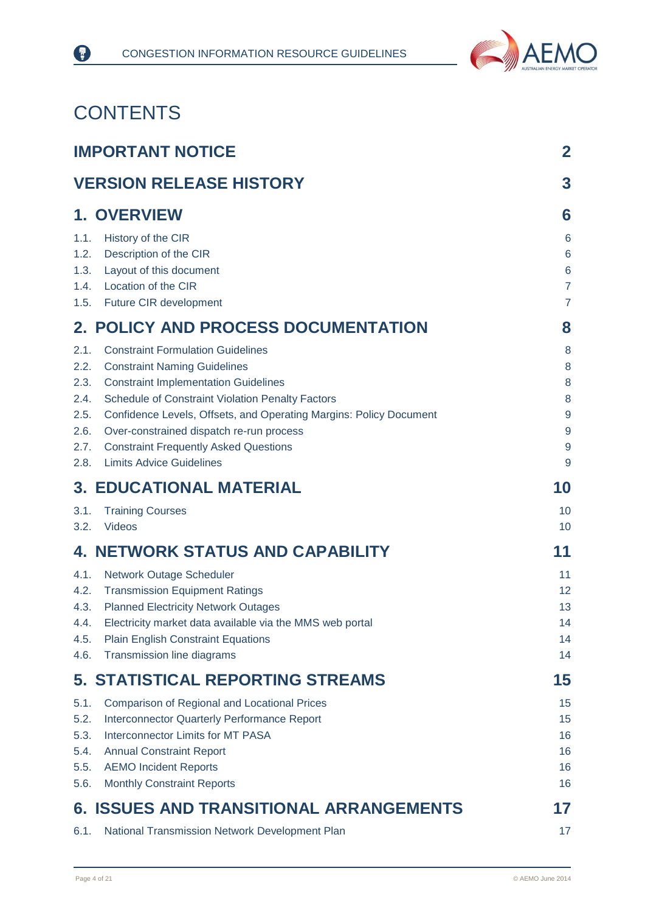# CONTENTS

| | | |
|---|---|---|
| **IMPORTANT NOTICE** | | **2** |
| **VERSION RELEASE HISTORY** | | **3** |
| **1.** | **OVERVIEW** | **6** |
| 1.1. | History of the CIR | 6 |
| 1.2. | Description of the CIR | 6 |
| 1.3. | Layout of this document | 6 |
| 1.4. | Location of the CIR | 7 |
| 1.5. | Future CIR development | 7 |
| **2.** | **POLICY AND PROCESS DOCUMENTATION** | **8** |
| 2.1. | Constraint Formulation Guidelines | 8 |
| 2.2. | Constraint Naming Guidelines | 8 |
| 2.3. | Constraint Implementation Guidelines | 8 |
| 2.4. | Schedule of Constraint Violation Penalty Factors | 8 |
| 2.5. | Confidence Levels, Offsets, and Operating Margins: Policy Document | 9 |
| 2.6. | Over-constrained dispatch re-run process | 9 |
| 2.7. | Constraint Frequently Asked Questions | 9 |
| 2.8. | Limits Advice Guidelines | 9 |
| **3.** | **EDUCATIONAL MATERIAL** | **10** |
| 3.1. | Training Courses | 10 |
| 3.2. | Videos | 10 |
| **4.** | **NETWORK STATUS AND CAPABILITY** | **11** |
| 4.1. | Network Outage Scheduler | 11 |
| 4.2. | Transmission Equipment Ratings | 12 |
| 4.3. | Planned Electricity Network Outages | 13 |
| 4.4. | Electricity market data available via the MMS web portal | 14 |
| 4.5. | Plain English Constraint Equations | 14 |
| 4.6. | Transmission line diagrams | 14 |
| **5.** | **STATISTICAL REPORTING STREAMS** | **15** |
| 5.1. | Comparison of Regional and Locational Prices | 15 |
| 5.2. | Interconnector Quarterly Performance Report | 15 |
| 5.3. | Interconnector Limits for MT PASA | 16 |
| 5.4. | Annual Constraint Report | 16 |
| 5.5. | AEMO Incident Reports | 16 |
| 5.6. | Monthly Constraint Reports | 16 |
| **6.** | **ISSUES AND TRANSITIONAL ARRANGEMENTS** | **17** |
| 6.1. | National Transmission Network Development Plan | 17 |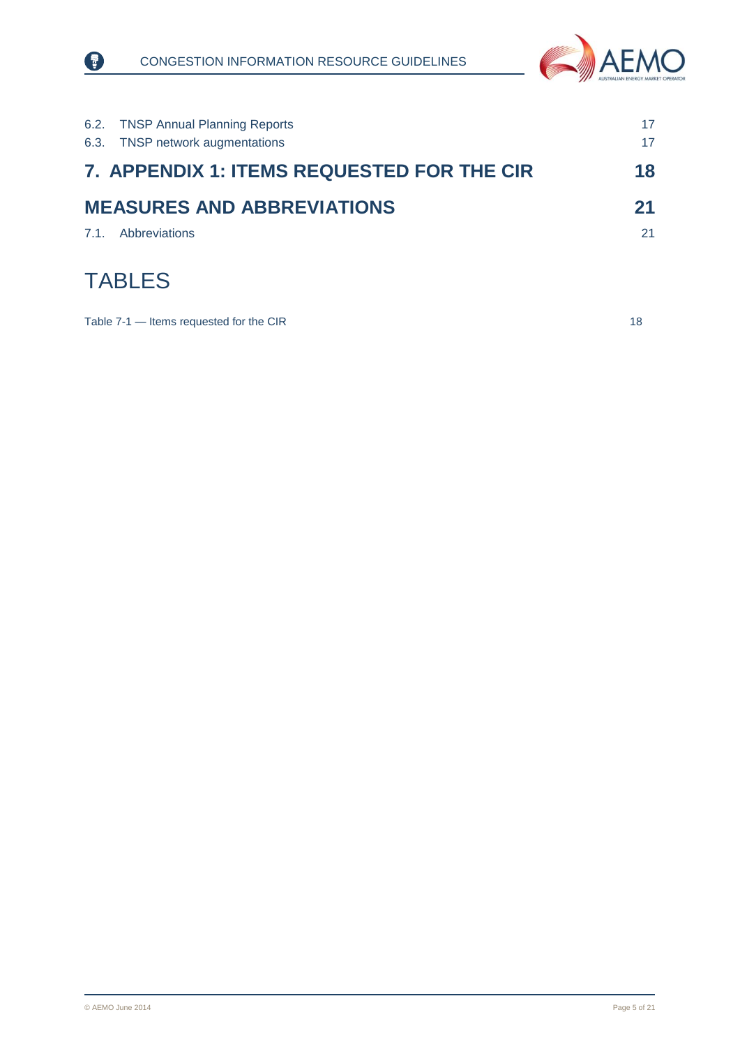| | |
|---|---|
| 6.2. TNSP Annual Planning Reports | 17 |
| 6.3. TNSP network augmentations | 17 |
| **7. APPENDIX 1: ITEMS REQUESTED FOR THE CIR** | **18** |
| **MEASURES AND ABBREVIATIONS** | **21** |
| 7.1. Abbreviations | 21 |

# TABLES

| | |
|---|---|
| Table 7-1 — Items requested for the CIR | 18 |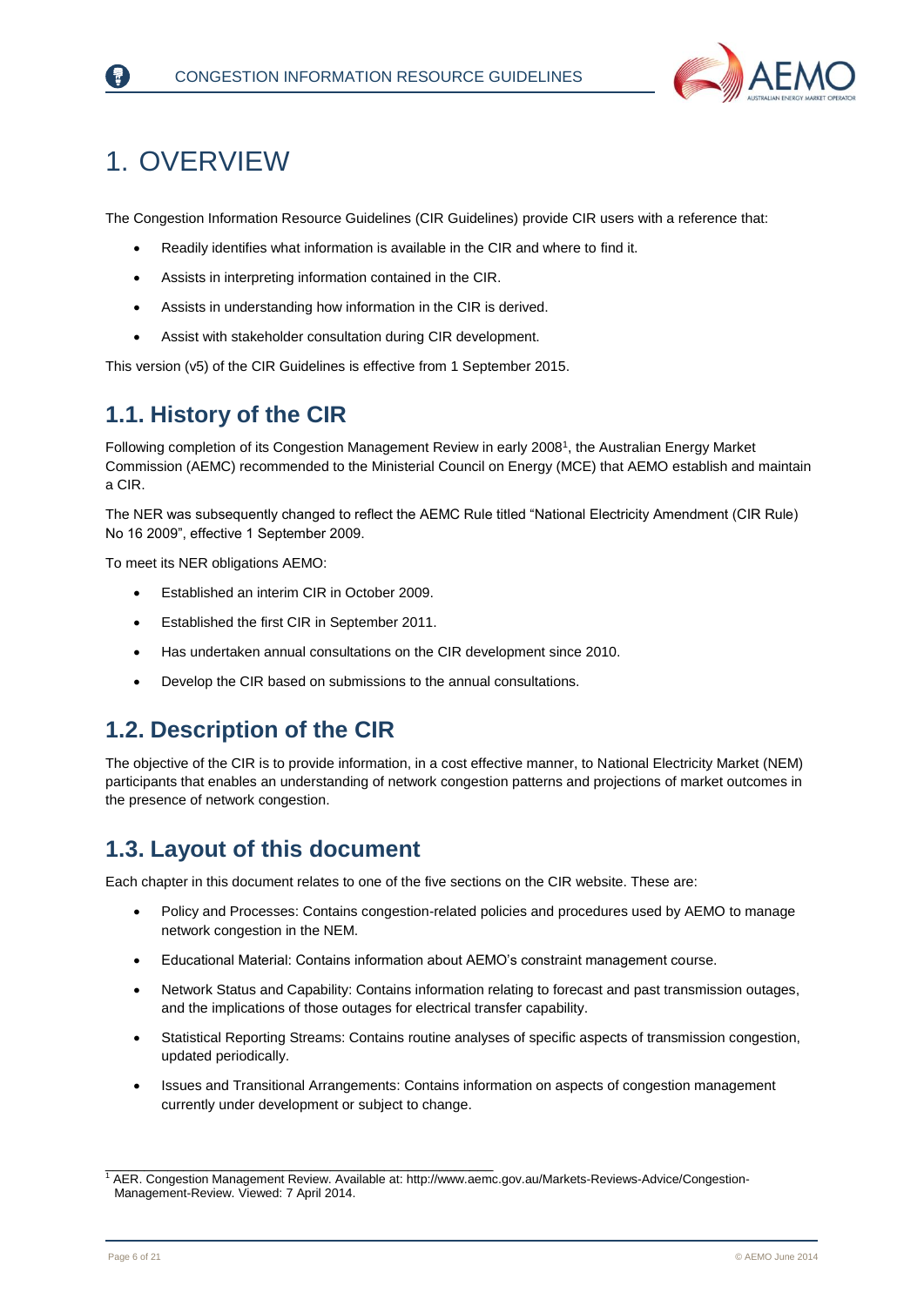# 1. OVERVIEW

The Congestion Information Resource Guidelines (CIR Guidelines) provide CIR users with a reference that:

- Readily identifies what information is available in the CIR and where to find it.
- Assists in interpreting information contained in the CIR.
- Assists in understanding how information in the CIR is derived.
- Assist with stakeholder consultation during CIR development.

This version (v5) of the CIR Guidelines is effective from 1 September 2015.

## 1.1. History of the CIR

Following completion of its Congestion Management Review in early 2008[1], the Australian Energy Market Commission (AEMC) recommended to the Ministerial Council on Energy (MCE) that AEMO establish and maintain a CIR.

The NER was subsequently changed to reflect the AEMC Rule titled "National Electricity Amendment (CIR Rule) No 16 2009", effective 1 September 2009.

To meet its NER obligations AEMO:

- Established an interim CIR in October 2009.
- Established the first CIR in September 2011.
- Has undertaken annual consultations on the CIR development since 2010.
- Develop the CIR based on submissions to the annual consultations.

## 1.2. Description of the CIR

The objective of the CIR is to provide information, in a cost effective manner, to National Electricity Market (NEM) participants that enables an understanding of network congestion patterns and projections of market outcomes in the presence of network congestion.

## 1.3. Layout of this document

Each chapter in this document relates to one of the five sections on the CIR website. These are:

- Policy and Processes: Contains congestion-related policies and procedures used by AEMO to manage network congestion in the NEM.
- Educational Material: Contains information about AEMO's constraint management course.
- Network Status and Capability: Contains information relating to forecast and past transmission outages, and the implications of those outages for electrical transfer capability.
- Statistical Reporting Streams: Contains routine analyses of specific aspects of transmission congestion, updated periodically.
- Issues and Transitional Arrangements: Contains information on aspects of congestion management currently under development or subject to change.

---

[1] AER. Congestion Management Review. Available at: http://www.aemc.gov.au/Markets-Reviews-Advice/Congestion-Management-Review. Viewed: 7 April 2014.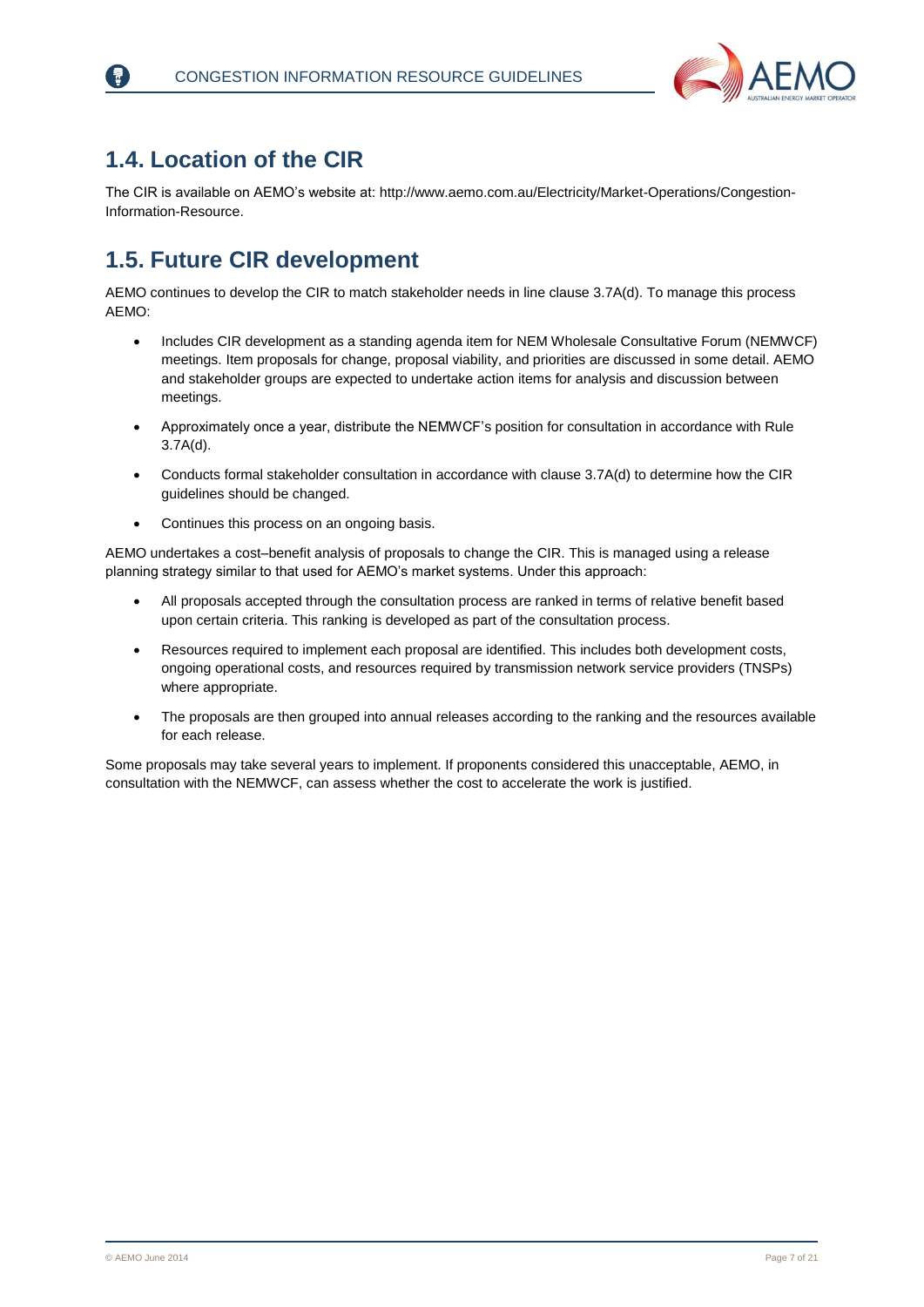## 1.4. Location of the CIR

The CIR is available on AEMO's website at: http://www.aemo.com.au/Electricity/Market-Operations/Congestion-Information-Resource.

## 1.5. Future CIR development

AEMO continues to develop the CIR to match stakeholder needs in line clause 3.7A(d). To manage this process AEMO:

- Includes CIR development as a standing agenda item for NEM Wholesale Consultative Forum (NEMWCF) meetings. Item proposals for change, proposal viability, and priorities are discussed in some detail. AEMO and stakeholder groups are expected to undertake action items for analysis and discussion between meetings.
- Approximately once a year, distribute the NEMWCF's position for consultation in accordance with Rule 3.7A(d).
- Conducts formal stakeholder consultation in accordance with clause 3.7A(d) to determine how the CIR guidelines should be changed.
- Continues this process on an ongoing basis.

AEMO undertakes a cost–benefit analysis of proposals to change the CIR. This is managed using a release planning strategy similar to that used for AEMO's market systems. Under this approach:

- All proposals accepted through the consultation process are ranked in terms of relative benefit based upon certain criteria. This ranking is developed as part of the consultation process.
- Resources required to implement each proposal are identified. This includes both development costs, ongoing operational costs, and resources required by transmission network service providers (TNSPs) where appropriate.
- The proposals are then grouped into annual releases according to the ranking and the resources available for each release.

Some proposals may take several years to implement. If proponents considered this unacceptable, AEMO, in consultation with the NEMWCF, can assess whether the cost to accelerate the work is justified.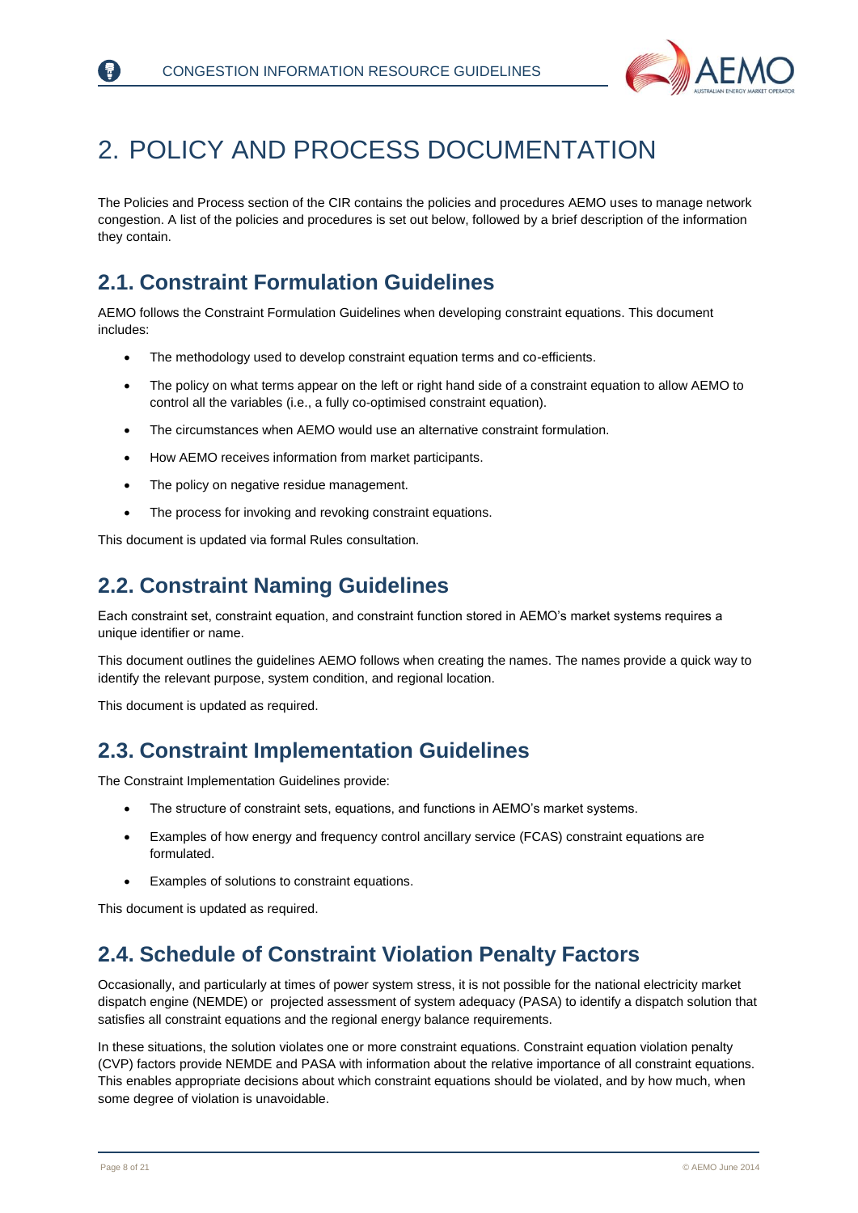# 2. POLICY AND PROCESS DOCUMENTATION

The Policies and Process section of the CIR contains the policies and procedures AEMO uses to manage network congestion. A list of the policies and procedures is set out below, followed by a brief description of the information they contain.

## 2.1. Constraint Formulation Guidelines

AEMO follows the Constraint Formulation Guidelines when developing constraint equations. This document includes:

- The methodology used to develop constraint equation terms and co-efficients.
- The policy on what terms appear on the left or right hand side of a constraint equation to allow AEMO to control all the variables (i.e., a fully co-optimised constraint equation).
- The circumstances when AEMO would use an alternative constraint formulation.
- How AEMO receives information from market participants.
- The policy on negative residue management.
- The process for invoking and revoking constraint equations.

This document is updated via formal Rules consultation.

## 2.2. Constraint Naming Guidelines

Each constraint set, constraint equation, and constraint function stored in AEMO's market systems requires a unique identifier or name.

This document outlines the guidelines AEMO follows when creating the names. The names provide a quick way to identify the relevant purpose, system condition, and regional location.

This document is updated as required.

## 2.3. Constraint Implementation Guidelines

The Constraint Implementation Guidelines provide:

- The structure of constraint sets, equations, and functions in AEMO's market systems.
- Examples of how energy and frequency control ancillary service (FCAS) constraint equations are formulated.
- Examples of solutions to constraint equations.

This document is updated as required.

## 2.4. Schedule of Constraint Violation Penalty Factors

Occasionally, and particularly at times of power system stress, it is not possible for the national electricity market dispatch engine (NEMDE) or projected assessment of system adequacy (PASA) to identify a dispatch solution that satisfies all constraint equations and the regional energy balance requirements.

In these situations, the solution violates one or more constraint equations. Constraint equation violation penalty (CVP) factors provide NEMDE and PASA with information about the relative importance of all constraint equations. This enables appropriate decisions about which constraint equations should be violated, and by how much, when some degree of violation is unavoidable.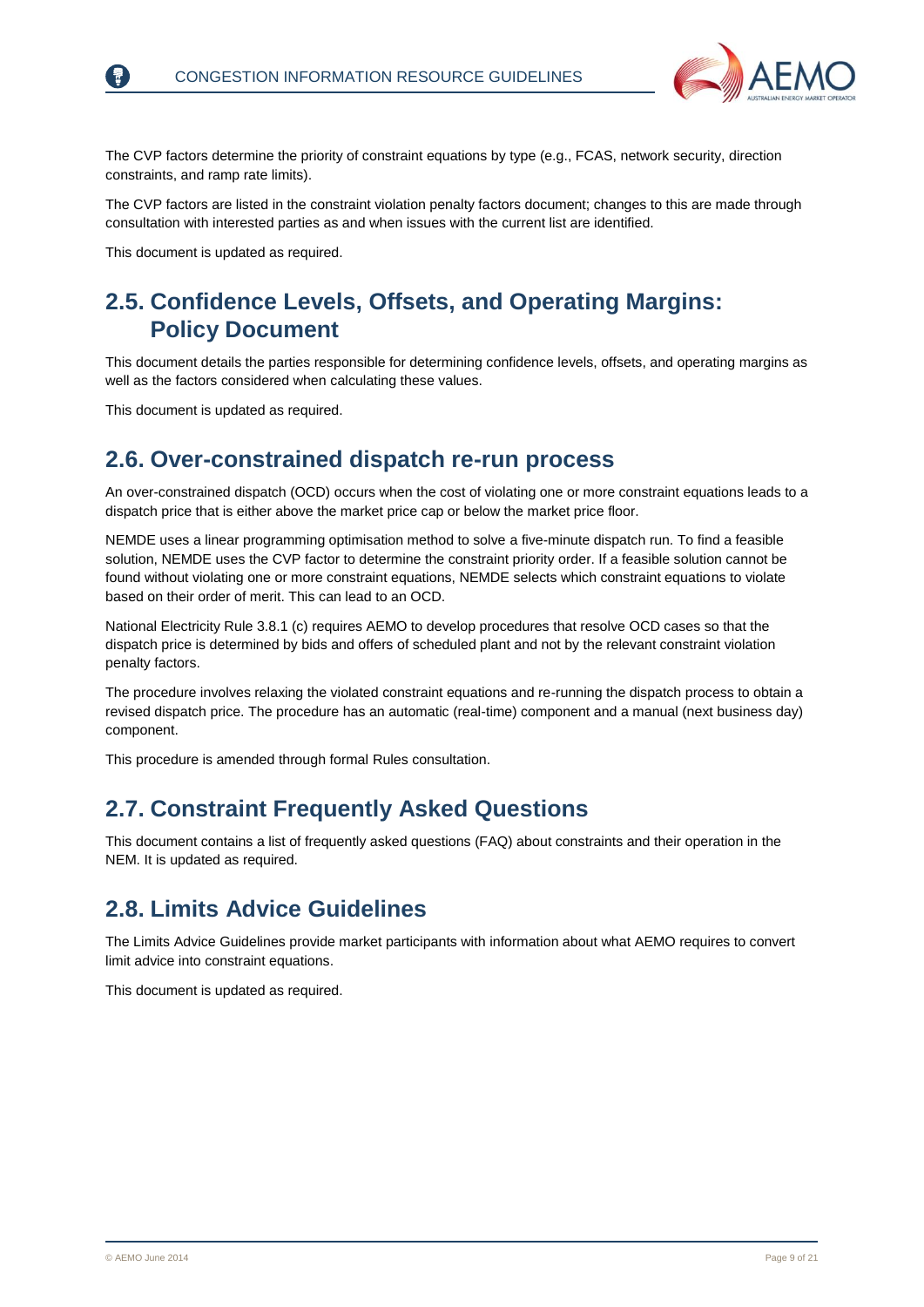The CVP factors determine the priority of constraint equations by type (e.g., FCAS, network security, direction constraints, and ramp rate limits).

The CVP factors are listed in the constraint violation penalty factors document; changes to this are made through consultation with interested parties as and when issues with the current list are identified.

This document is updated as required.

## 2.5. Confidence Levels, Offsets, and Operating Margins: Policy Document

This document details the parties responsible for determining confidence levels, offsets, and operating margins as well as the factors considered when calculating these values.

This document is updated as required.

## 2.6. Over-constrained dispatch re-run process

An over-constrained dispatch (OCD) occurs when the cost of violating one or more constraint equations leads to a dispatch price that is either above the market price cap or below the market price floor.

NEMDE uses a linear programming optimisation method to solve a five-minute dispatch run. To find a feasible solution, NEMDE uses the CVP factor to determine the constraint priority order. If a feasible solution cannot be found without violating one or more constraint equations, NEMDE selects which constraint equations to violate based on their order of merit. This can lead to an OCD.

National Electricity Rule 3.8.1 (c) requires AEMO to develop procedures that resolve OCD cases so that the dispatch price is determined by bids and offers of scheduled plant and not by the relevant constraint violation penalty factors.

The procedure involves relaxing the violated constraint equations and re-running the dispatch process to obtain a revised dispatch price. The procedure has an automatic (real-time) component and a manual (next business day) component.

This procedure is amended through formal Rules consultation.

## 2.7. Constraint Frequently Asked Questions

This document contains a list of frequently asked questions (FAQ) about constraints and their operation in the NEM. It is updated as required.

## 2.8. Limits Advice Guidelines

The Limits Advice Guidelines provide market participants with information about what AEMO requires to convert limit advice into constraint equations.

This document is updated as required.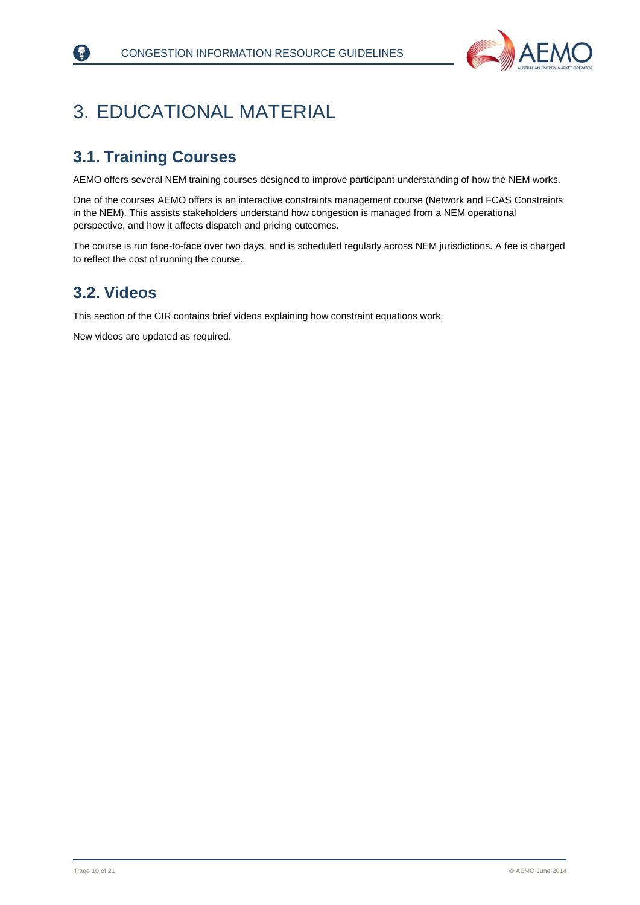# 3. EDUCATIONAL MATERIAL

## 3.1. Training Courses

AEMO offers several NEM training courses designed to improve participant understanding of how the NEM works.

One of the courses AEMO offers is an interactive constraints management course (Network and FCAS Constraints in the NEM). This assists stakeholders understand how congestion is managed from a NEM operational perspective, and how it affects dispatch and pricing outcomes.

The course is run face-to-face over two days, and is scheduled regularly across NEM jurisdictions. A fee is charged to reflect the cost of running the course.

## 3.2. Videos

This section of the CIR contains brief videos explaining how constraint equations work.

New videos are updated as required.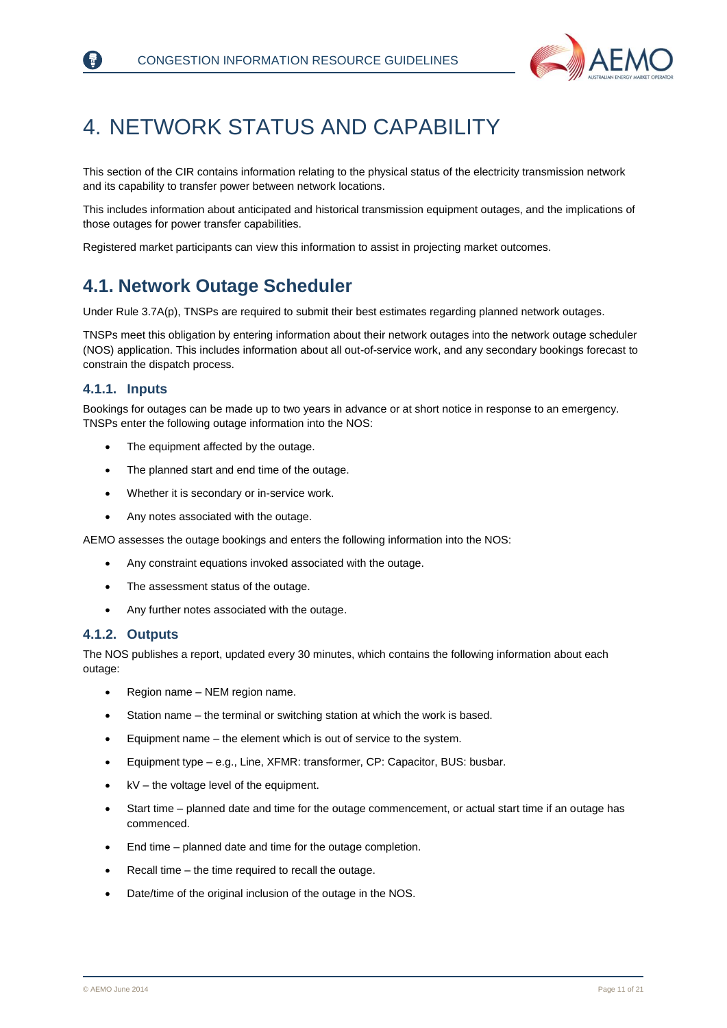# 4. NETWORK STATUS AND CAPABILITY

This section of the CIR contains information relating to the physical status of the electricity transmission network and its capability to transfer power between network locations.

This includes information about anticipated and historical transmission equipment outages, and the implications of those outages for power transfer capabilities.

Registered market participants can view this information to assist in projecting market outcomes.

## 4.1. Network Outage Scheduler

Under Rule 3.7A(p), TNSPs are required to submit their best estimates regarding planned network outages.

TNSPs meet this obligation by entering information about their network outages into the network outage scheduler (NOS) application. This includes information about all out-of-service work, and any secondary bookings forecast to constrain the dispatch process.

### 4.1.1. Inputs

Bookings for outages can be made up to two years in advance or at short notice in response to an emergency. TNSPs enter the following outage information into the NOS:

- The equipment affected by the outage.
- The planned start and end time of the outage.
- Whether it is secondary or in-service work.
- Any notes associated with the outage.

AEMO assesses the outage bookings and enters the following information into the NOS:

- Any constraint equations invoked associated with the outage.
- The assessment status of the outage.
- Any further notes associated with the outage.

### 4.1.2. Outputs

The NOS publishes a report, updated every 30 minutes, which contains the following information about each outage:

- Region name – NEM region name.
- Station name – the terminal or switching station at which the work is based.
- Equipment name – the element which is out of service to the system.
- Equipment type – e.g., Line, XFMR: transformer, CP: Capacitor, BUS: busbar.
- kV – the voltage level of the equipment.
- Start time – planned date and time for the outage commencement, or actual start time if an outage has commenced.
- End time – planned date and time for the outage completion.
- Recall time – the time required to recall the outage.
- Date/time of the original inclusion of the outage in the NOS.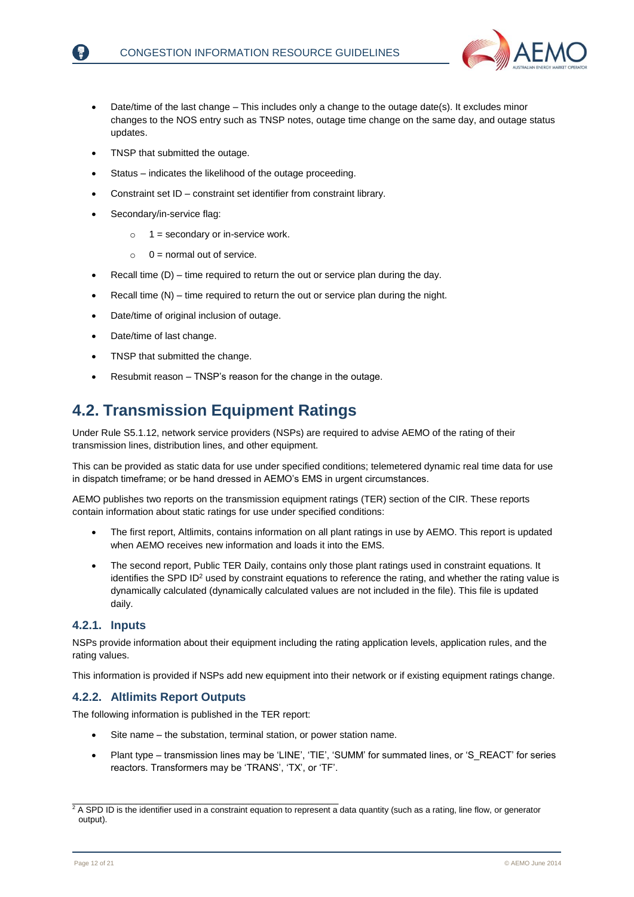- Date/time of the last change – This includes only a change to the outage date(s). It excludes minor changes to the NOS entry such as TNSP notes, outage time change on the same day, and outage status updates.
- TNSP that submitted the outage.
- Status – indicates the likelihood of the outage proceeding.
- Constraint set ID – constraint set identifier from constraint library.
- Secondary/in-service flag:
  - 1 = secondary or in-service work.
  - 0 = normal out of service.
- Recall time (D) – time required to return the out or service plan during the day.
- Recall time (N) – time required to return the out or service plan during the night.
- Date/time of original inclusion of outage.
- Date/time of last change.
- TNSP that submitted the change.
- Resubmit reason – TNSP's reason for the change in the outage.

## 4.2. Transmission Equipment Ratings

Under Rule S5.1.12, network service providers (NSPs) are required to advise AEMO of the rating of their transmission lines, distribution lines, and other equipment.

This can be provided as static data for use under specified conditions; telemetered dynamic real time data for use in dispatch timeframe; or be hand dressed in AEMO's EMS in urgent circumstances.

AEMO publishes two reports on the transmission equipment ratings (TER) section of the CIR. These reports contain information about static ratings for use under specified conditions:

- The first report, Altlimits, contains information on all plant ratings in use by AEMO. This report is updated when AEMO receives new information and loads it into the EMS.
- The second report, Public TER Daily, contains only those plant ratings used in constraint equations. It identifies the SPD ID[2] used by constraint equations to reference the rating, and whether the rating value is dynamically calculated (dynamically calculated values are not included in the file). This file is updated daily.

### 4.2.1. Inputs

NSPs provide information about their equipment including the rating application levels, application rules, and the rating values.

This information is provided if NSPs add new equipment into their network or if existing equipment ratings change.

### 4.2.2. Altlimits Report Outputs

The following information is published in the TER report:

- Site name – the substation, terminal station, or power station name.
- Plant type – transmission lines may be 'LINE', 'TIE', 'SUMM' for summated lines, or 'S_REACT' for series reactors. Transformers may be 'TRANS', 'TX', or 'TF'.

[2] A SPD ID is the identifier used in a constraint equation to represent a data quantity (such as a rating, line flow, or generator output).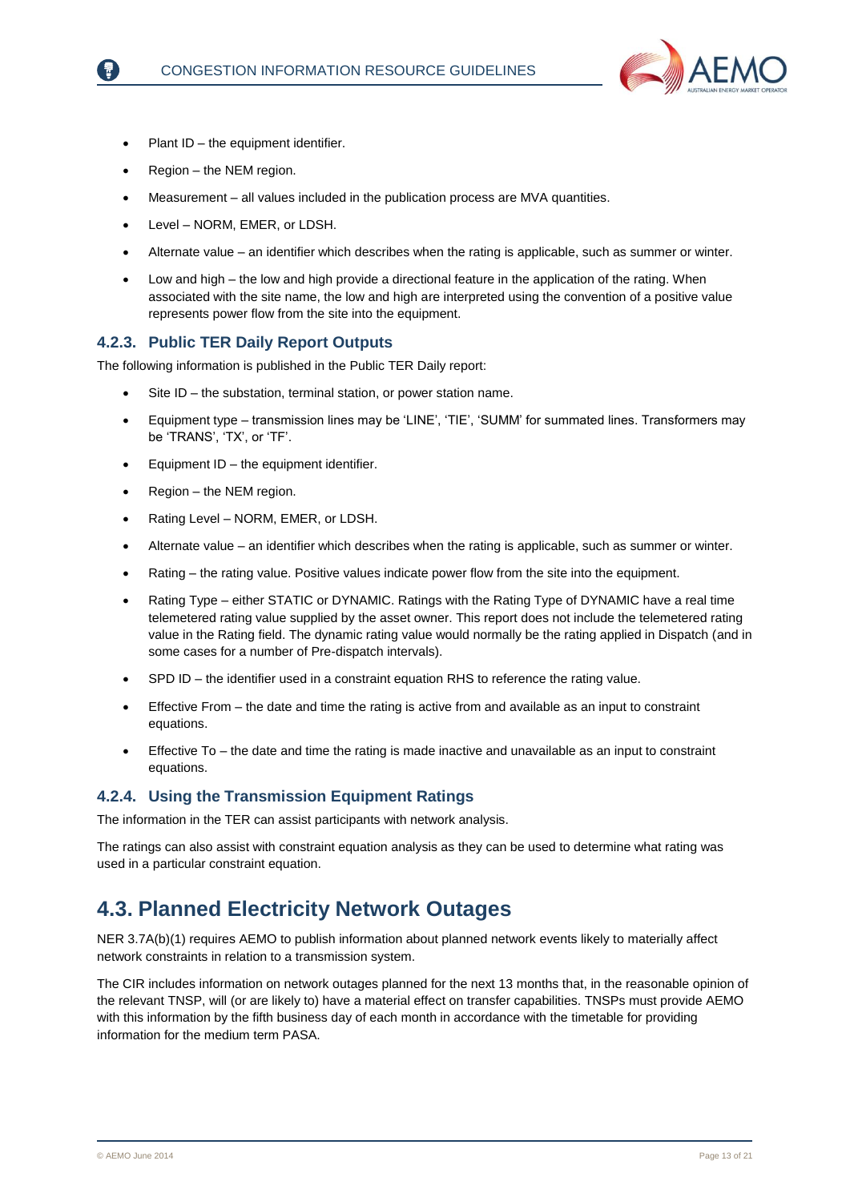- Plant ID – the equipment identifier.
- Region – the NEM region.
- Measurement – all values included in the publication process are MVA quantities.
- Level – NORM, EMER, or LDSH.
- Alternate value – an identifier which describes when the rating is applicable, such as summer or winter.
- Low and high – the low and high provide a directional feature in the application of the rating. When associated with the site name, the low and high are interpreted using the convention of a positive value represents power flow from the site into the equipment.

### 4.2.3. Public TER Daily Report Outputs

The following information is published in the Public TER Daily report:

- Site ID – the substation, terminal station, or power station name.
- Equipment type – transmission lines may be 'LINE', 'TIE', 'SUMM' for summated lines. Transformers may be 'TRANS', 'TX', or 'TF'.
- Equipment ID – the equipment identifier.
- Region – the NEM region.
- Rating Level – NORM, EMER, or LDSH.
- Alternate value – an identifier which describes when the rating is applicable, such as summer or winter.
- Rating – the rating value. Positive values indicate power flow from the site into the equipment.
- Rating Type – either STATIC or DYNAMIC. Ratings with the Rating Type of DYNAMIC have a real time telemetered rating value supplied by the asset owner. This report does not include the telemetered rating value in the Rating field. The dynamic rating value would normally be the rating applied in Dispatch (and in some cases for a number of Pre-dispatch intervals).
- SPD ID – the identifier used in a constraint equation RHS to reference the rating value.
- Effective From – the date and time the rating is active from and available as an input to constraint equations.
- Effective To – the date and time the rating is made inactive and unavailable as an input to constraint equations.

### 4.2.4. Using the Transmission Equipment Ratings

The information in the TER can assist participants with network analysis.

The ratings can also assist with constraint equation analysis as they can be used to determine what rating was used in a particular constraint equation.

## 4.3. Planned Electricity Network Outages

NER 3.7A(b)(1) requires AEMO to publish information about planned network events likely to materially affect network constraints in relation to a transmission system.

The CIR includes information on network outages planned for the next 13 months that, in the reasonable opinion of the relevant TNSP, will (or are likely to) have a material effect on transfer capabilities. TNSPs must provide AEMO with this information by the fifth business day of each month in accordance with the timetable for providing information for the medium term PASA.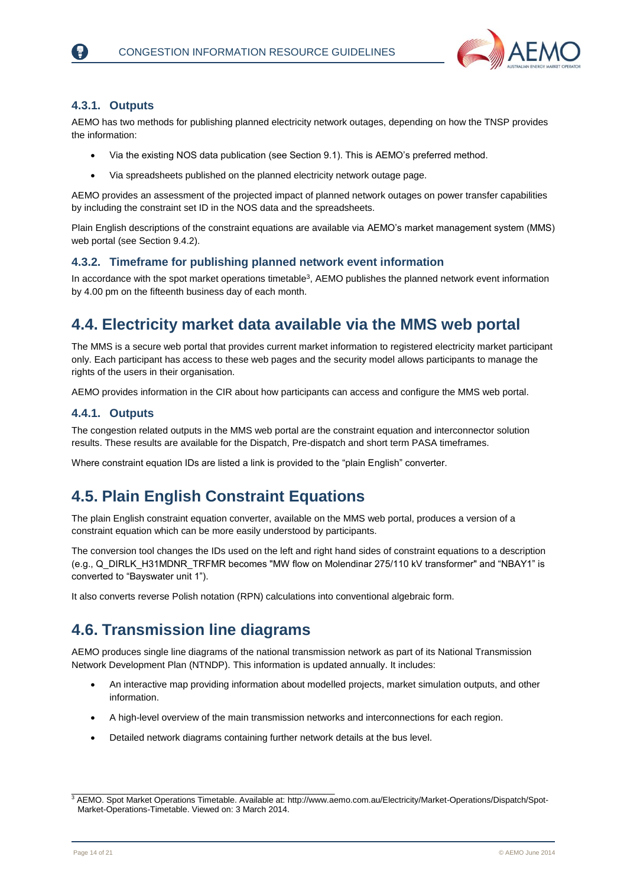### 4.3.1. Outputs

AEMO has two methods for publishing planned electricity network outages, depending on how the TNSP provides the information:

- Via the existing NOS data publication (see Section 9.1). This is AEMO's preferred method.
- Via spreadsheets published on the planned electricity network outage page.

AEMO provides an assessment of the projected impact of planned network outages on power transfer capabilities by including the constraint set ID in the NOS data and the spreadsheets.

Plain English descriptions of the constraint equations are available via AEMO's market management system (MMS) web portal (see Section 9.4.2).

### 4.3.2. Timeframe for publishing planned network event information

In accordance with the spot market operations timetable[3], AEMO publishes the planned network event information by 4.00 pm on the fifteenth business day of each month.

## 4.4. Electricity market data available via the MMS web portal

The MMS is a secure web portal that provides current market information to registered electricity market participant only. Each participant has access to these web pages and the security model allows participants to manage the rights of the users in their organisation.

AEMO provides information in the CIR about how participants can access and configure the MMS web portal.

### 4.4.1. Outputs

The congestion related outputs in the MMS web portal are the constraint equation and interconnector solution results. These results are available for the Dispatch, Pre-dispatch and short term PASA timeframes.

Where constraint equation IDs are listed a link is provided to the "plain English" converter.

## 4.5. Plain English Constraint Equations

The plain English constraint equation converter, available on the MMS web portal, produces a version of a constraint equation which can be more easily understood by participants.

The conversion tool changes the IDs used on the left and right hand sides of constraint equations to a description (e.g., Q_DIRLK_H31MDNR_TRFMR becomes "MW flow on Molendinar 275/110 kV transformer" and "NBAY1" is converted to "Bayswater unit 1").

It also converts reverse Polish notation (RPN) calculations into conventional algebraic form.

## 4.6. Transmission line diagrams

AEMO produces single line diagrams of the national transmission network as part of its National Transmission Network Development Plan (NTNDP). This information is updated annually. It includes:

- An interactive map providing information about modelled projects, market simulation outputs, and other information.
- A high-level overview of the main transmission networks and interconnections for each region.
- Detailed network diagrams containing further network details at the bus level.

---

[3] AEMO. Spot Market Operations Timetable. Available at: http://www.aemo.com.au/Electricity/Market-Operations/Dispatch/Spot-Market-Operations-Timetable. Viewed on: 3 March 2014.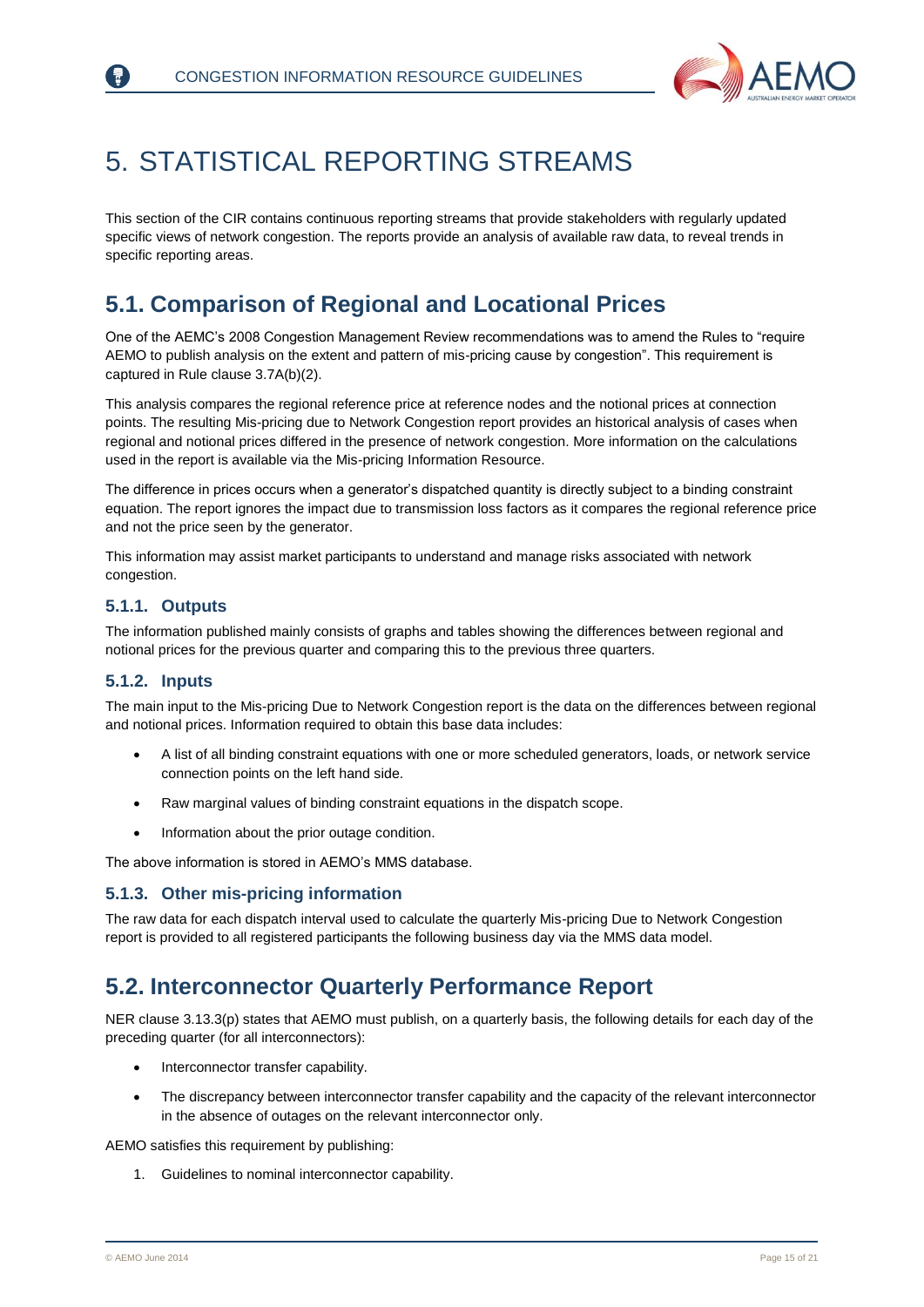# 5. STATISTICAL REPORTING STREAMS

This section of the CIR contains continuous reporting streams that provide stakeholders with regularly updated specific views of network congestion. The reports provide an analysis of available raw data, to reveal trends in specific reporting areas.

## 5.1. Comparison of Regional and Locational Prices

One of the AEMC's 2008 Congestion Management Review recommendations was to amend the Rules to "require AEMO to publish analysis on the extent and pattern of mis-pricing cause by congestion". This requirement is captured in Rule clause 3.7A(b)(2).

This analysis compares the regional reference price at reference nodes and the notional prices at connection points. The resulting Mis-pricing due to Network Congestion report provides an historical analysis of cases when regional and notional prices differed in the presence of network congestion. More information on the calculations used in the report is available via the Mis-pricing Information Resource.

The difference in prices occurs when a generator's dispatched quantity is directly subject to a binding constraint equation. The report ignores the impact due to transmission loss factors as it compares the regional reference price and not the price seen by the generator.

This information may assist market participants to understand and manage risks associated with network congestion.

### 5.1.1. Outputs

The information published mainly consists of graphs and tables showing the differences between regional and notional prices for the previous quarter and comparing this to the previous three quarters.

### 5.1.2. Inputs

The main input to the Mis-pricing Due to Network Congestion report is the data on the differences between regional and notional prices. Information required to obtain this base data includes:

- A list of all binding constraint equations with one or more scheduled generators, loads, or network service connection points on the left hand side.
- Raw marginal values of binding constraint equations in the dispatch scope.
- Information about the prior outage condition.

The above information is stored in AEMO's MMS database.

### 5.1.3. Other mis-pricing information

The raw data for each dispatch interval used to calculate the quarterly Mis-pricing Due to Network Congestion report is provided to all registered participants the following business day via the MMS data model.

## 5.2. Interconnector Quarterly Performance Report

NER clause 3.13.3(p) states that AEMO must publish, on a quarterly basis, the following details for each day of the preceding quarter (for all interconnectors):

- Interconnector transfer capability.
- The discrepancy between interconnector transfer capability and the capacity of the relevant interconnector in the absence of outages on the relevant interconnector only.

AEMO satisfies this requirement by publishing:

1. Guidelines to nominal interconnector capability.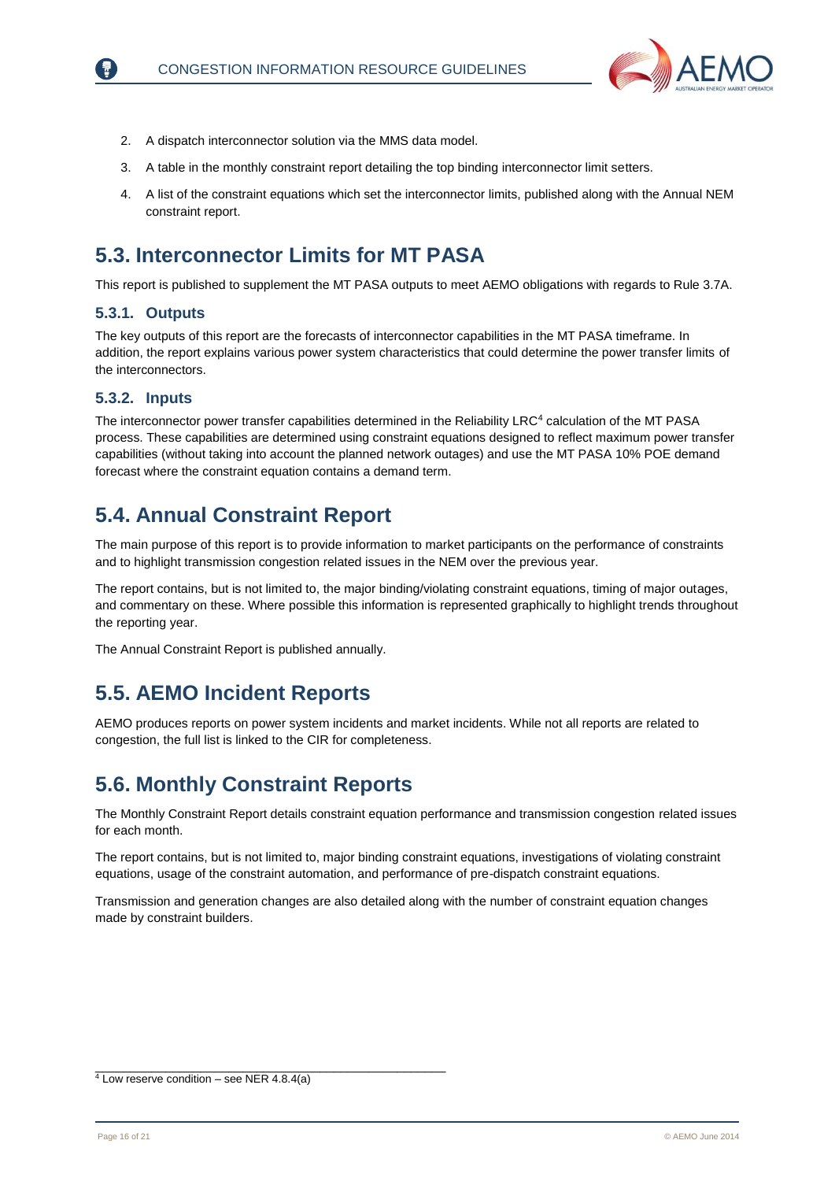2. A dispatch interconnector solution via the MMS data model.
3. A table in the monthly constraint report detailing the top binding interconnector limit setters.
4. A list of the constraint equations which set the interconnector limits, published along with the Annual NEM constraint report.

## 5.3. Interconnector Limits for MT PASA

This report is published to supplement the MT PASA outputs to meet AEMO obligations with regards to Rule 3.7A.

### 5.3.1. Outputs

The key outputs of this report are the forecasts of interconnector capabilities in the MT PASA timeframe. In addition, the report explains various power system characteristics that could determine the power transfer limits of the interconnectors.

### 5.3.2. Inputs

The interconnector power transfer capabilities determined in the Reliability LRC[4] calculation of the MT PASA process. These capabilities are determined using constraint equations designed to reflect maximum power transfer capabilities (without taking into account the planned network outages) and use the MT PASA 10% POE demand forecast where the constraint equation contains a demand term.

## 5.4. Annual Constraint Report

The main purpose of this report is to provide information to market participants on the performance of constraints and to highlight transmission congestion related issues in the NEM over the previous year.

The report contains, but is not limited to, the major binding/violating constraint equations, timing of major outages, and commentary on these. Where possible this information is represented graphically to highlight trends throughout the reporting year.

The Annual Constraint Report is published annually.

## 5.5. AEMO Incident Reports

AEMO produces reports on power system incidents and market incidents. While not all reports are related to congestion, the full list is linked to the CIR for completeness.

## 5.6. Monthly Constraint Reports

The Monthly Constraint Report details constraint equation performance and transmission congestion related issues for each month.

The report contains, but is not limited to, major binding constraint equations, investigations of violating constraint equations, usage of the constraint automation, and performance of pre-dispatch constraint equations.

Transmission and generation changes are also detailed along with the number of constraint equation changes made by constraint builders.

---

[4] Low reserve condition – see NER 4.8.4(a)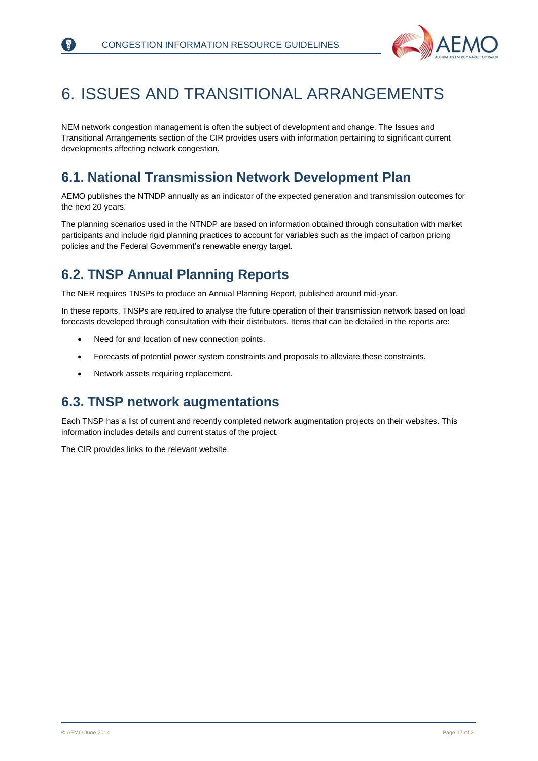# 6. ISSUES AND TRANSITIONAL ARRANGEMENTS

NEM network congestion management is often the subject of development and change. The Issues and Transitional Arrangements section of the CIR provides users with information pertaining to significant current developments affecting network congestion.

## 6.1. National Transmission Network Development Plan

AEMO publishes the NTNDP annually as an indicator of the expected generation and transmission outcomes for the next 20 years.

The planning scenarios used in the NTNDP are based on information obtained through consultation with market participants and include rigid planning practices to account for variables such as the impact of carbon pricing policies and the Federal Government's renewable energy target.

## 6.2. TNSP Annual Planning Reports

The NER requires TNSPs to produce an Annual Planning Report, published around mid-year.

In these reports, TNSPs are required to analyse the future operation of their transmission network based on load forecasts developed through consultation with their distributors. Items that can be detailed in the reports are:

- Need for and location of new connection points.
- Forecasts of potential power system constraints and proposals to alleviate these constraints.
- Network assets requiring replacement.

## 6.3. TNSP network augmentations

Each TNSP has a list of current and recently completed network augmentation projects on their websites. This information includes details and current status of the project.

The CIR provides links to the relevant website.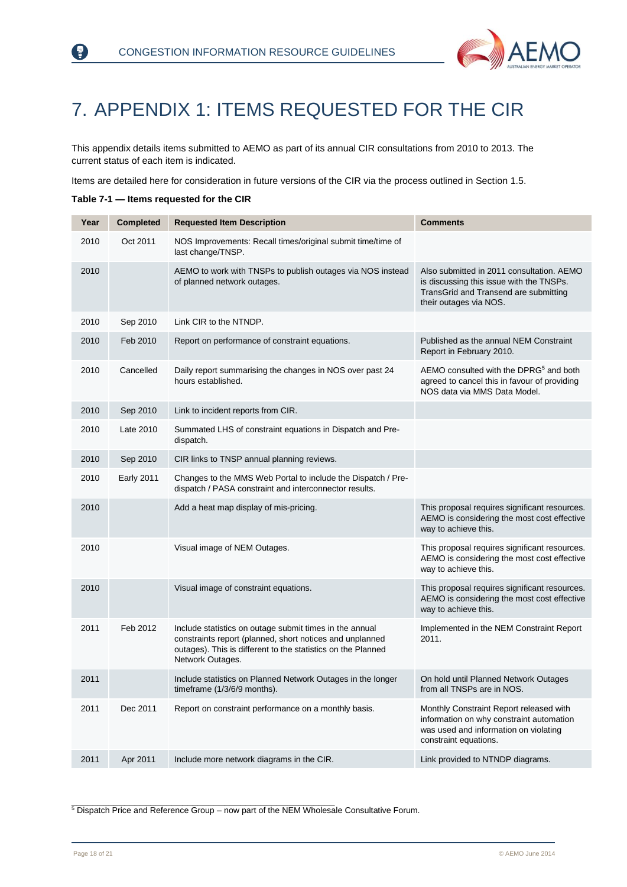# 7. APPENDIX 1: ITEMS REQUESTED FOR THE CIR

This appendix details items submitted to AEMO as part of its annual CIR consultations from 2010 to 2013. The current status of each item is indicated.

Items are detailed here for consideration in future versions of the CIR via the process outlined in Section 1.5.

**Table 7-1 — Items requested for the CIR**

| Year | Completed | Requested Item Description | Comments |
|---|---|---|---|
| 2010 | Oct 2011 | NOS Improvements: Recall times/original submit time/time of last change/TNSP. | |
| 2010 | | AEMO to work with TNSPs to publish outages via NOS instead of planned network outages. | Also submitted in 2011 consultation. AEMO is discussing this issue with the TNSPs. TransGrid and Transend are submitting their outages via NOS. |
| 2010 | Sep 2010 | Link CIR to the NTNDP. | |
| 2010 | Feb 2010 | Report on performance of constraint equations. | Published as the annual NEM Constraint Report in February 2010. |
| 2010 | Cancelled | Daily report summarising the changes in NOS over past 24 hours established. | AEMO consulted with the DPRG[5] and both agreed to cancel this in favour of providing NOS data via MMS Data Model. |
| 2010 | Sep 2010 | Link to incident reports from CIR. | |
| 2010 | Late 2010 | Summated LHS of constraint equations in Dispatch and Pre-dispatch. | |
| 2010 | Sep 2010 | CIR links to TNSP annual planning reviews. | |
| 2010 | Early 2011 | Changes to the MMS Web Portal to include the Dispatch / Pre-dispatch / PASA constraint and interconnector results. | |
| 2010 | | Add a heat map display of mis-pricing. | This proposal requires significant resources. AEMO is considering the most cost effective way to achieve this. |
| 2010 | | Visual image of NEM Outages. | This proposal requires significant resources. AEMO is considering the most cost effective way to achieve this. |
| 2010 | | Visual image of constraint equations. | This proposal requires significant resources. AEMO is considering the most cost effective way to achieve this. |
| 2011 | Feb 2012 | Include statistics on outage submit times in the annual constraints report (planned, short notices and unplanned outages). This is different to the statistics on the Planned Network Outages. | Implemented in the NEM Constraint Report 2011. |
| 2011 | | Include statistics on Planned Network Outages in the longer timeframe (1/3/6/9 months). | On hold until Planned Network Outages from all TNSPs are in NOS. |
| 2011 | Dec 2011 | Report on constraint performance on a monthly basis. | Monthly Constraint Report released with information on why constraint automation was used and information on violating constraint equations. |
| 2011 | Apr 2011 | Include more network diagrams in the CIR. | Link provided to NTNDP diagrams. |

[5] Dispatch Price and Reference Group – now part of the NEM Wholesale Consultative Forum.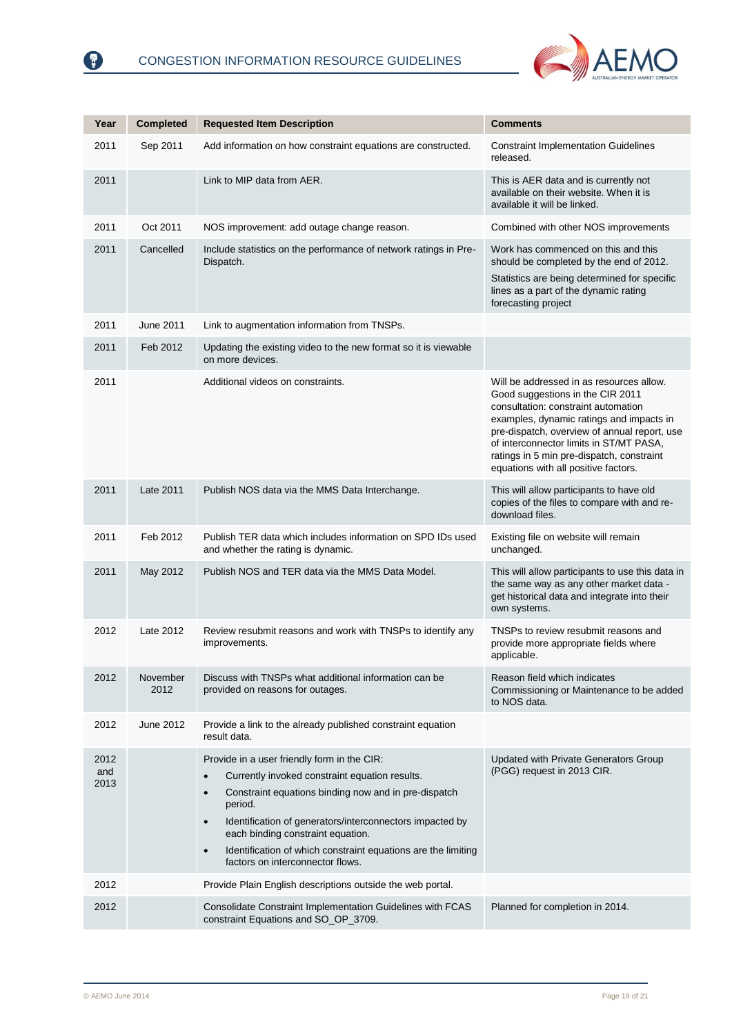| Year | Completed | Requested Item Description | Comments |
|---|---|---|---|
| 2011 | Sep 2011 | Add information on how constraint equations are constructed. | Constraint Implementation Guidelines released. |
| 2011 | | Link to MIP data from AER. | This is AER data and is currently not available on their website. When it is available it will be linked. |
| 2011 | Oct 2011 | NOS improvement: add outage change reason. | Combined with other NOS improvements |
| 2011 | Cancelled | Include statistics on the performance of network ratings in Pre-Dispatch. | Work has commenced on this and this should be completed by the end of 2012.<br>Statistics are being determined for specific lines as a part of the dynamic rating forecasting project |
| 2011 | June 2011 | Link to augmentation information from TNSPs. | |
| 2011 | Feb 2012 | Updating the existing video to the new format so it is viewable on more devices. | |
| 2011 | | Additional videos on constraints. | Will be addressed in as resources allow. Good suggestions in the CIR 2011 consultation: constraint automation examples, dynamic ratings and impacts in pre-dispatch, overview of annual report, use of interconnector limits in ST/MT PASA, ratings in 5 min pre-dispatch, constraint equations with all positive factors. |
| 2011 | Late 2011 | Publish NOS data via the MMS Data Interchange. | This will allow participants to have old copies of the files to compare with and re-download files. |
| 2011 | Feb 2012 | Publish TER data which includes information on SPD IDs used and whether the rating is dynamic. | Existing file on website will remain unchanged. |
| 2011 | May 2012 | Publish NOS and TER data via the MMS Data Model. | This will allow participants to use this data in the same way as any other market data - get historical data and integrate into their own systems. |
| 2012 | Late 2012 | Review resubmit reasons and work with TNSPs to identify any improvements. | TNSPs to review resubmit reasons and provide more appropriate fields where applicable. |
| 2012 | November 2012 | Discuss with TNSPs what additional information can be provided on reasons for outages. | Reason field which indicates Commissioning or Maintenance to be added to NOS data. |
| 2012 | June 2012 | Provide a link to the already published constraint equation result data. | |
| 2012 and 2013 | | Provide in a user friendly form in the CIR:<br>• Currently invoked constraint equation results.<br>• Constraint equations binding now and in pre-dispatch period.<br>• Identification of generators/interconnectors impacted by each binding constraint equation.<br>• Identification of which constraint equations are the limiting factors on interconnector flows. | Updated with Private Generators Group (PGG) request in 2013 CIR. |
| 2012 | | Provide Plain English descriptions outside the web portal. | |
| 2012 | | Consolidate Constraint Implementation Guidelines with FCAS constraint Equations and SO_OP_3709. | Planned for completion in 2014. |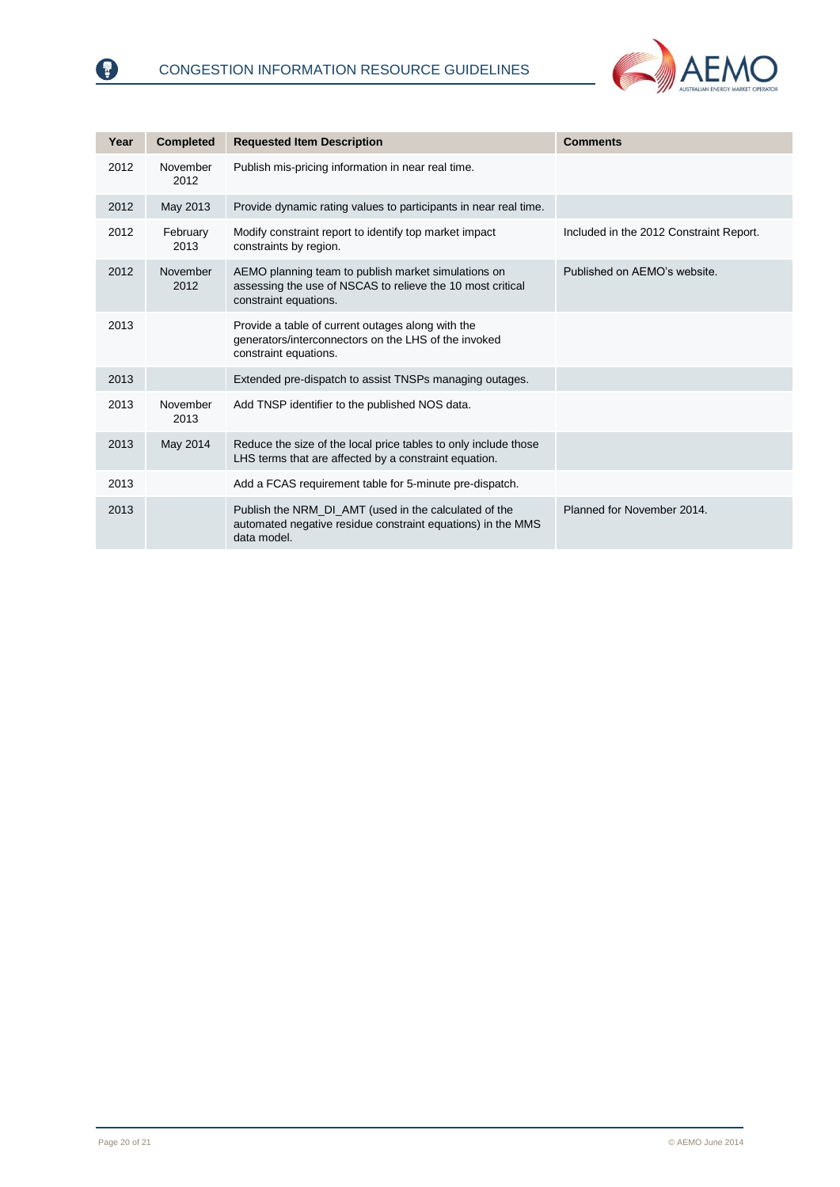| Year | Completed | Requested Item Description | Comments |
| --- | --- | --- | --- |
| 2012 | November 2012 | Publish mis-pricing information in near real time. | |
| 2012 | May 2013 | Provide dynamic rating values to participants in near real time. | |
| 2012 | February 2013 | Modify constraint report to identify top market impact constraints by region. | Included in the 2012 Constraint Report. |
| 2012 | November 2012 | AEMO planning team to publish market simulations on assessing the use of NSCAS to relieve the 10 most critical constraint equations. | Published on AEMO's website. |
| 2013 | | Provide a table of current outages along with the generators/interconnectors on the LHS of the invoked constraint equations. | |
| 2013 | | Extended pre-dispatch to assist TNSPs managing outages. | |
| 2013 | November 2013 | Add TNSP identifier to the published NOS data. | |
| 2013 | May 2014 | Reduce the size of the local price tables to only include those LHS terms that are affected by a constraint equation. | |
| 2013 | | Add a FCAS requirement table for 5-minute pre-dispatch. | |
| 2013 | | Publish the NRM_DI_AMT (used in the calculated of the automated negative residue constraint equations) in the MMS data model. | Planned for November 2014. |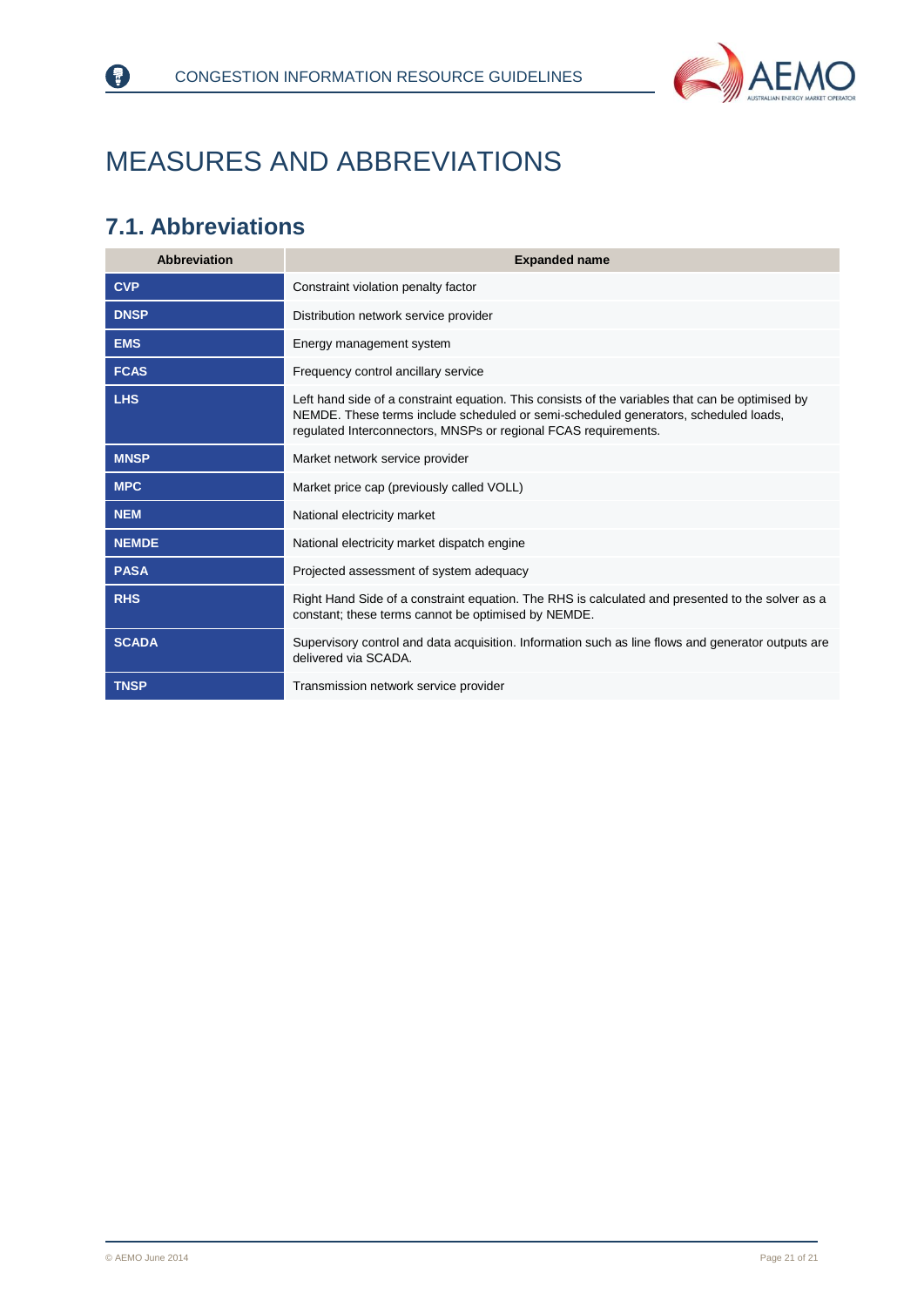# MEASURES AND ABBREVIATIONS

## 7.1. Abbreviations

| Abbreviation | Expanded name |
|---|---|
| **CVP** | Constraint violation penalty factor |
| **DNSP** | Distribution network service provider |
| **EMS** | Energy management system |
| **FCAS** | Frequency control ancillary service |
| **LHS** | Left hand side of a constraint equation. This consists of the variables that can be optimised by NEMDE. These terms include scheduled or semi-scheduled generators, scheduled loads, regulated Interconnectors, MNSPs or regional FCAS requirements. |
| **MNSP** | Market network service provider |
| **MPC** | Market price cap (previously called VOLL) |
| **NEM** | National electricity market |
| **NEMDE** | National electricity market dispatch engine |
| **PASA** | Projected assessment of system adequacy |
| **RHS** | Right Hand Side of a constraint equation. The RHS is calculated and presented to the solver as a constant; these terms cannot be optimised by NEMDE. |
| **SCADA** | Supervisory control and data acquisition. Information such as line flows and generator outputs are delivered via SCADA. |
| **TNSP** | Transmission network service provider |